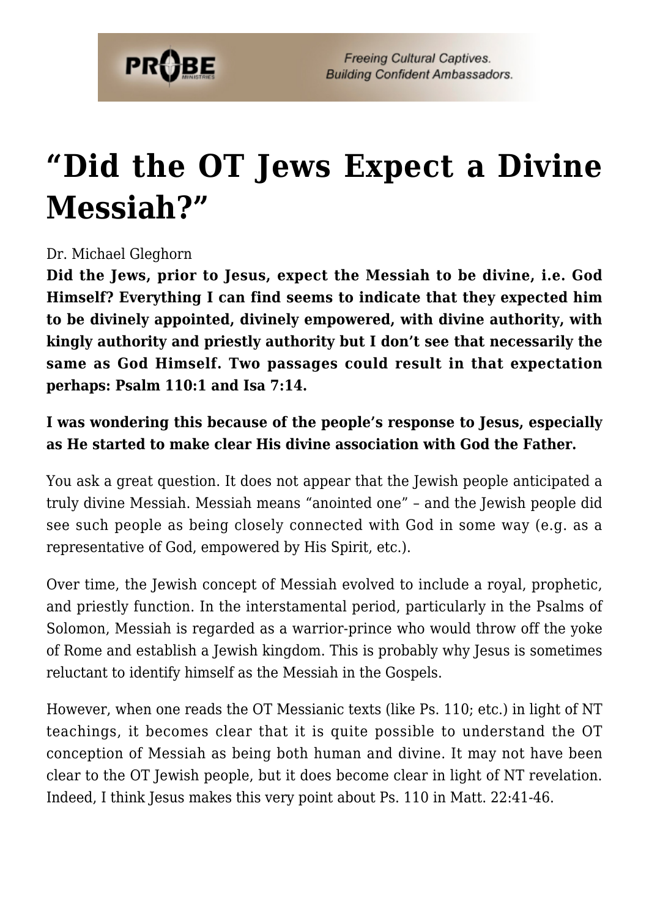# "Did the OT Jews Expect a Divine Messiah?"

Dr. Michael Gleghorn

**Did the Jews, prior to Jesus, expect the Messiah to be divine, i.e. God Himself? Everything I can find seems to indicate that they expected him to be divinely appointed, divinely empowered, with divine authority, with kingly authority and priestly authority but I don't see that necessarily the same as God Himself. Two passages could result in that expectation perhaps: Psalm 110:1 and Isa 7:14.**

**I was wondering this because of the people's response to Jesus, especially as He started to make clear His divine association with God the Father.**

You ask a great question. It does not appear that the Jewish people anticipated a truly divine Messiah. Messiah means "anointed one" – and the Jewish people did see such people as being closely connected with God in some way (e.g. as a representative of God, empowered by His Spirit, etc.).

Over time, the Jewish concept of Messiah evolved to include a royal, prophetic, and priestly function. In the interstamental period, particularly in the Psalms of Solomon, Messiah is regarded as a warrior-prince who would throw off the yoke of Rome and establish a Jewish kingdom. This is probably why Jesus is sometimes reluctant to identify himself as the Messiah in the Gospels.

However, when one reads the OT Messianic texts (like Ps. 110; etc.) in light of NT teachings, it becomes clear that it is quite possible to understand the OT conception of Messiah as being both human and divine. It may not have been clear to the OT Jewish people, but it does become clear in light of NT revelation. Indeed, I think Jesus makes this very point about Ps. 110 in Matt. 22:41-46.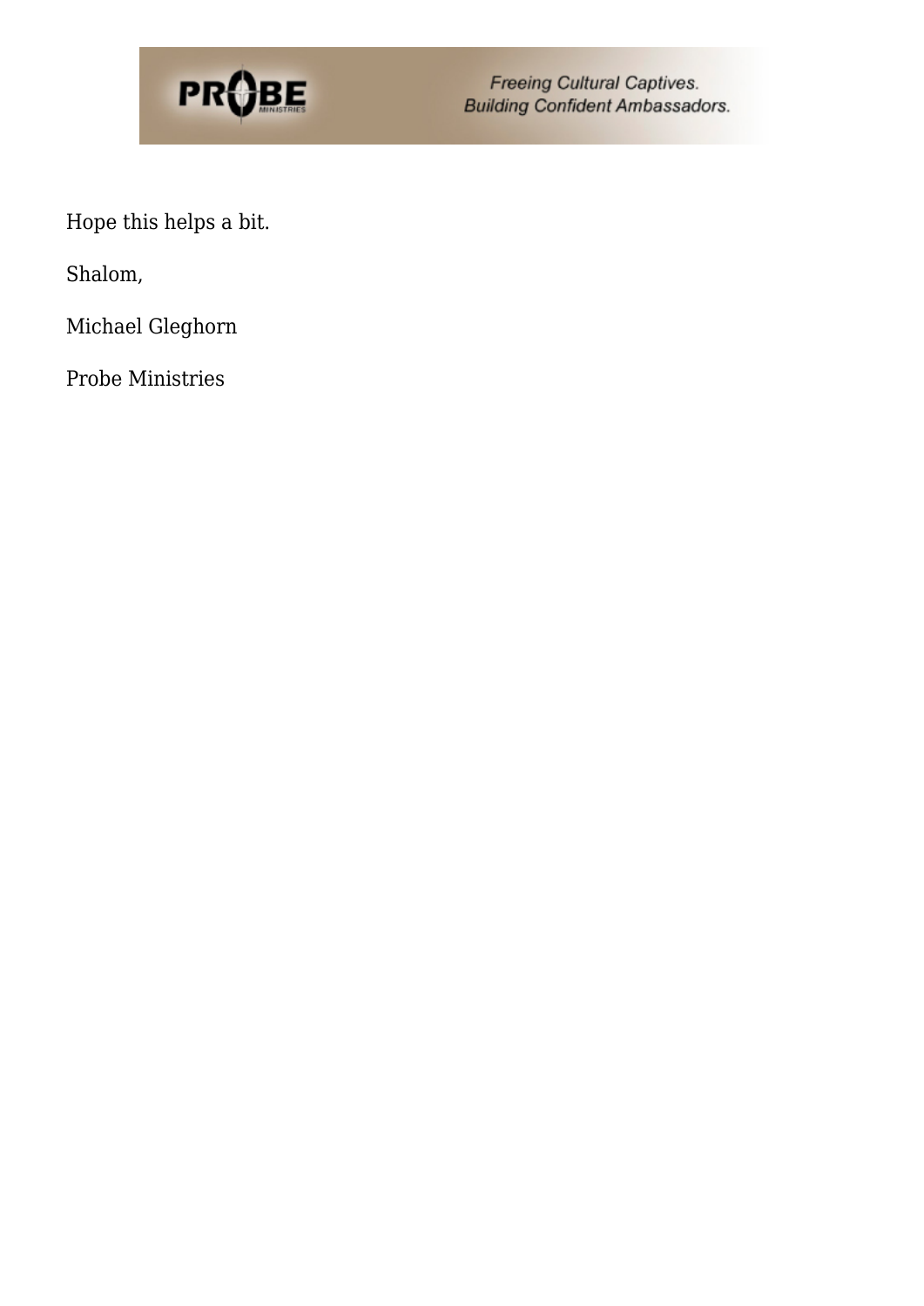Hope this helps a bit.

Shalom,

Michael Gleghorn

Probe Ministries